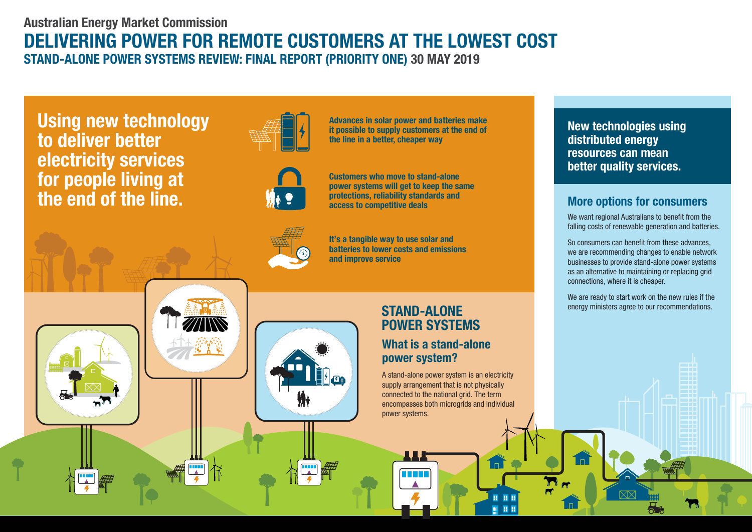Australian Energy Market Commission

# DELIVERING POWER FOR REMOTE CUSTOMERS AT THE LOWEST COST

### STAND-ALONE POWER SYSTEMS REVIEW: FINAL REPORT (PRIORITY ONE) 30 MAY 2019

## Using new technology to deliver better electricity services for people living at the end of the line.

**Advances in solar power and batteries make it possible to supply customers at the end of the line in a better, cheaper way**

**Customers who move to stand-alone power systems will get to keep the same protections, reliability standards and access to competitive deals**

**It's a tangible way to use solar and batteries to lower costs and emissions and improve service**

## STAND-ALONE POWER SYSTEMS

### What is a stand-alone power system?

A stand-alone power system is an electricity supply arrangement that is not physically connected to the national grid. The term encompasses both microgrids and individual power systems.

## New technologies using distributed energy resources can mean better quality services.

### More options for consumers

We want regional Australians to benefit from the falling costs of renewable generation and batteries.

So consumers can benefit from these advances, we are recommending changes to enable network businesses to provide stand-alone power systems as an alternative to maintaining or replacing grid connections, where it is cheaper.

We are ready to start work on the new rules if the energy ministers agree to our recommendations.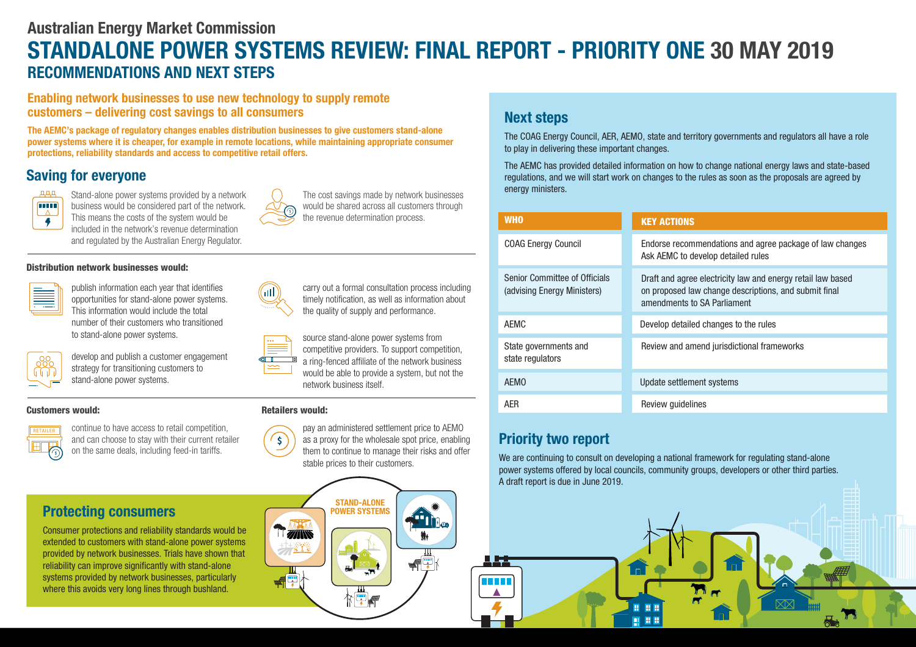# Australian Energy Market Commission

# STANDALONE POWER SYSTEMS REVIEW: FINAL REPORT - PRIORITY ONE 30 MAY 2019

## RECOMMENDATIONS AND NEXT STEPS

### Enabling network businesses to use new technology to supply remote customers – delivering cost savings to all consumers

**The AEMC's package of regulatory changes enables distribution businesses to give customers stand-alone power systems where it is cheaper, for example in remote locations, while maintaining appropriate consumer protections, reliability standards and access to competitive retail offers.**

## Saving for everyone

Stand-alone power systems provided by a network business would be considered part of the network. This means the costs of the system would be included in the network's revenue determination and regulated by the Australian Energy Regulator.

The cost savings made by network businesses would be shared across all customers through the revenue determination process.

**Distribution network businesses would:**

- publish information each year that identifies opportunities for stand-alone power systems. This information would include the total number of their customers who transitioned to stand-alone power systems.
- develop and publish a customer engagement strategy for transitioning customers to stand-alone power systems.
- carry out a formal consultation process including timely notification, as well as information about the quality of supply and performance.
- source stand-alone power systems from competitive providers. To support competition, a ring-fenced affiliate of the network business would be able to provide a system, but not the network business itself.

**Customers would:**

continue to have access to retail competition, and can choose to stay with their current retailer on the same deals, including feed-in tariffs.

**Retailers would:**

pay an administered settlement price to AEMO as a proxy for the wholesale spot price, enabling them to continue to manage their risks and offer stable prices to their customers.

## Protecting consumers

Consumer protections and reliability standards would be extended to customers with stand-alone power systems provided by network businesses. Trials have shown that reliability can improve significantly with stand-alone systems provided by network businesses, particularly where this avoids very long lines through bushland.

STAND-ALONE POWER SYSTEMS

## Next steps

The COAG Energy Council, AER, AEMO, state and territory governments and regulators all have a role to play in delivering these important changes.

The AEMC has provided detailed information on how to change national energy laws and state-based regulations, and we will start work on changes to the rules as soon as the proposals are agreed by energy ministers.

| WHO | KEY ACTIONS |
|---|---|
| COAG Energy Council | Endorse recommendations and agree package of law changes<br>Ask AEMC to develop detailed rules |
| Senior Committee of Officials (advising Energy Ministers) | Draft and agree electricity law and energy retail law based on proposed law change descriptions, and submit final amendments to SA Parliament |
| AEMC | Develop detailed changes to the rules |
| State governments and state regulators | Review and amend jurisdictional frameworks |
| AEMO | Update settlement systems |
| AER | Review guidelines |

## Priority two report

We are continuing to consult on developing a national framework for regulating stand-alone power systems offered by local councils, community groups, developers or other third parties. A draft report is due in June 2019.